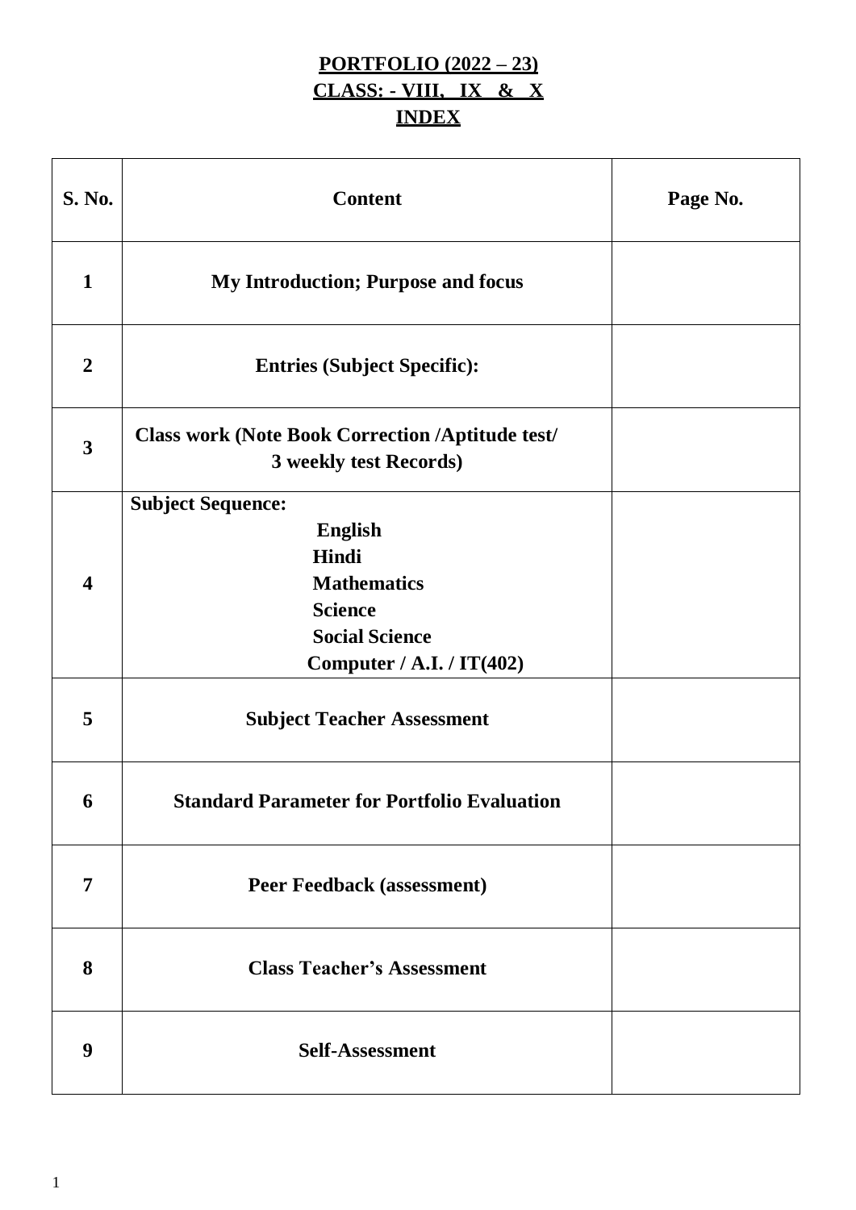**PORTFOLIO (2022 – 23)**
**CLASS: - VIII, IX & X**
**INDEX**

| S. No. | Content | Page No. |
|---|---|---|
| 1 | My Introduction; Purpose and focus | |
| 2 | Entries (Subject Specific): | |
| 3 | Class work (Note Book Correction /Aptitude test/ 3 weekly test Records) | |
| 4 | Subject Sequence:<br>English<br>Hindi<br>Mathematics<br>Science<br>Social Science<br>Computer / A.I. / IT(402) | |
| 5 | Subject Teacher Assessment | |
| 6 | Standard Parameter for Portfolio Evaluation | |
| 7 | Peer Feedback (assessment) | |
| 8 | Class Teacher's Assessment | |
| 9 | Self-Assessment | |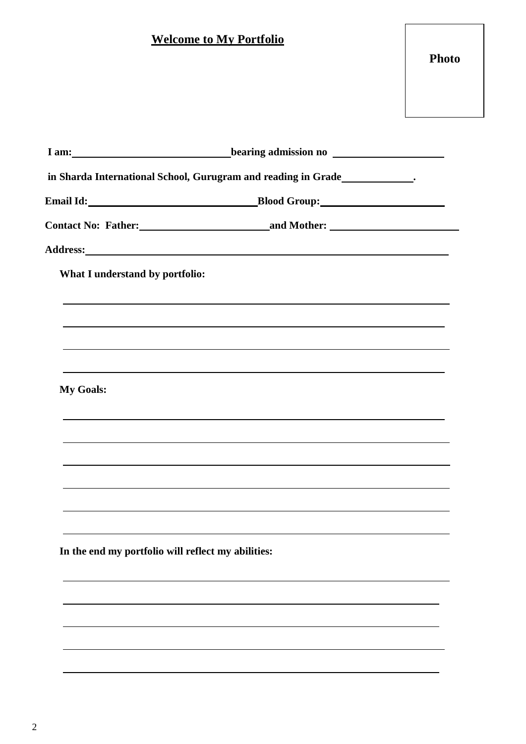**Welcome to My Portfolio**

**Photo**

**I am:** ______________________ **bearing admission no** ______________________

**in Sharda International School, Gurugram and reading in Grade** __________.

**Email Id:** ______________________ **Blood Group:** ______________________

**Contact No: Father:** ______________________ **and Mother:** ______________________

**Address:** ______________________________________________

**What I understand by portfolio:**

______________________________________________

______________________________________________

______________________________________________

______________________________________________

**My Goals:**

______________________________________________

______________________________________________

______________________________________________

______________________________________________

______________________________________________

______________________________________________

**In the end my portfolio will reflect my abilities:**

______________________________________________

______________________________________________

______________________________________________

______________________________________________

______________________________________________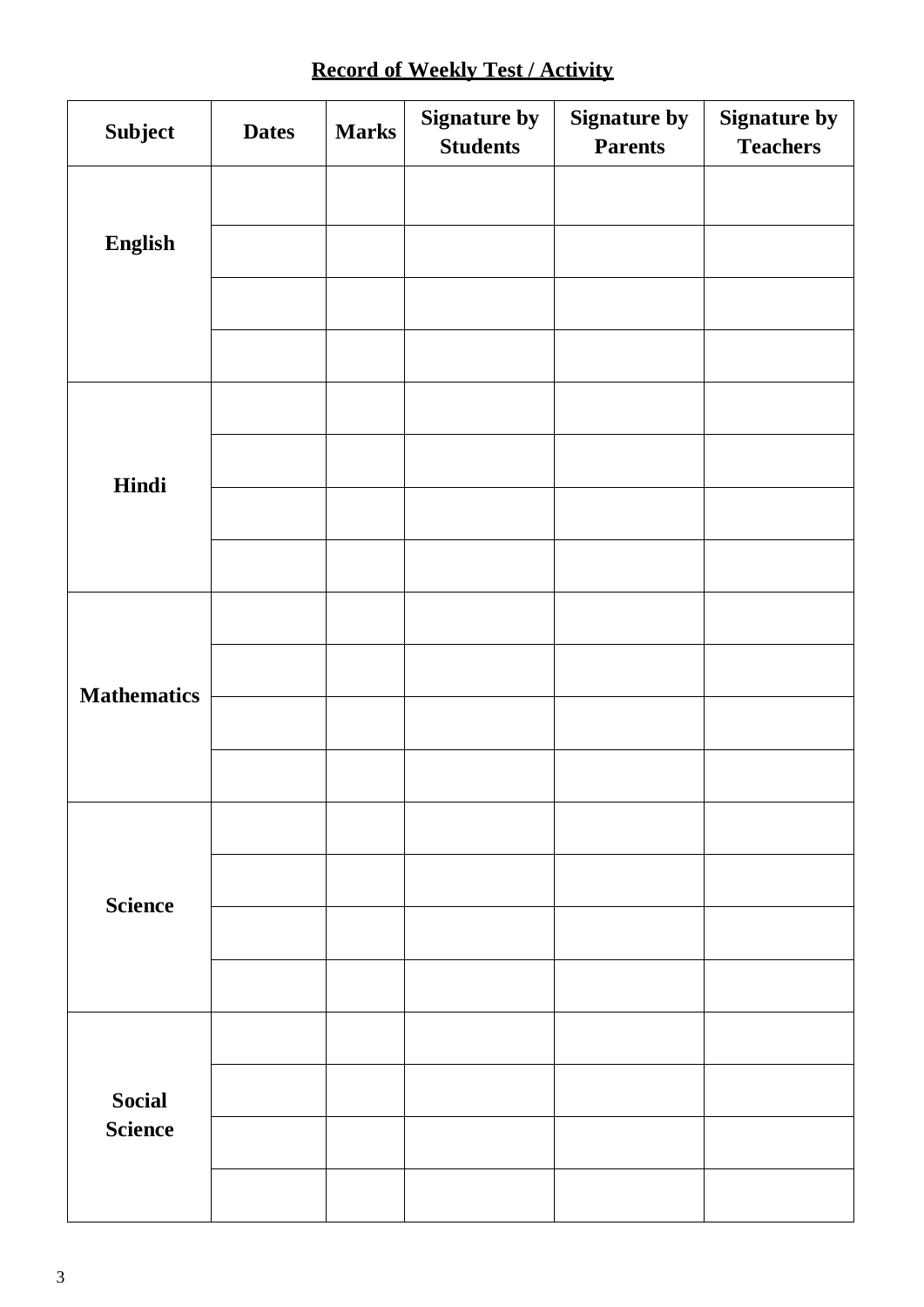**Record of Weekly Test / Activity**

| Subject | Dates | Marks | Signature by Students | Signature by Parents | Signature by Teachers |
| --- | --- | --- | --- | --- | --- |
| English | | | | | |
| | | | | | |
| | | | | | |
| | | | | | |
| Hindi | | | | | |
| | | | | | |
| | | | | | |
| | | | | | |
| Mathematics | | | | | |
| | | | | | |
| | | | | | |
| | | | | | |
| Science | | | | | |
| | | | | | |
| | | | | | |
| | | | | | |
| Social Science | | | | | |
| | | | | | |
| | | | | | |
| | | | | | |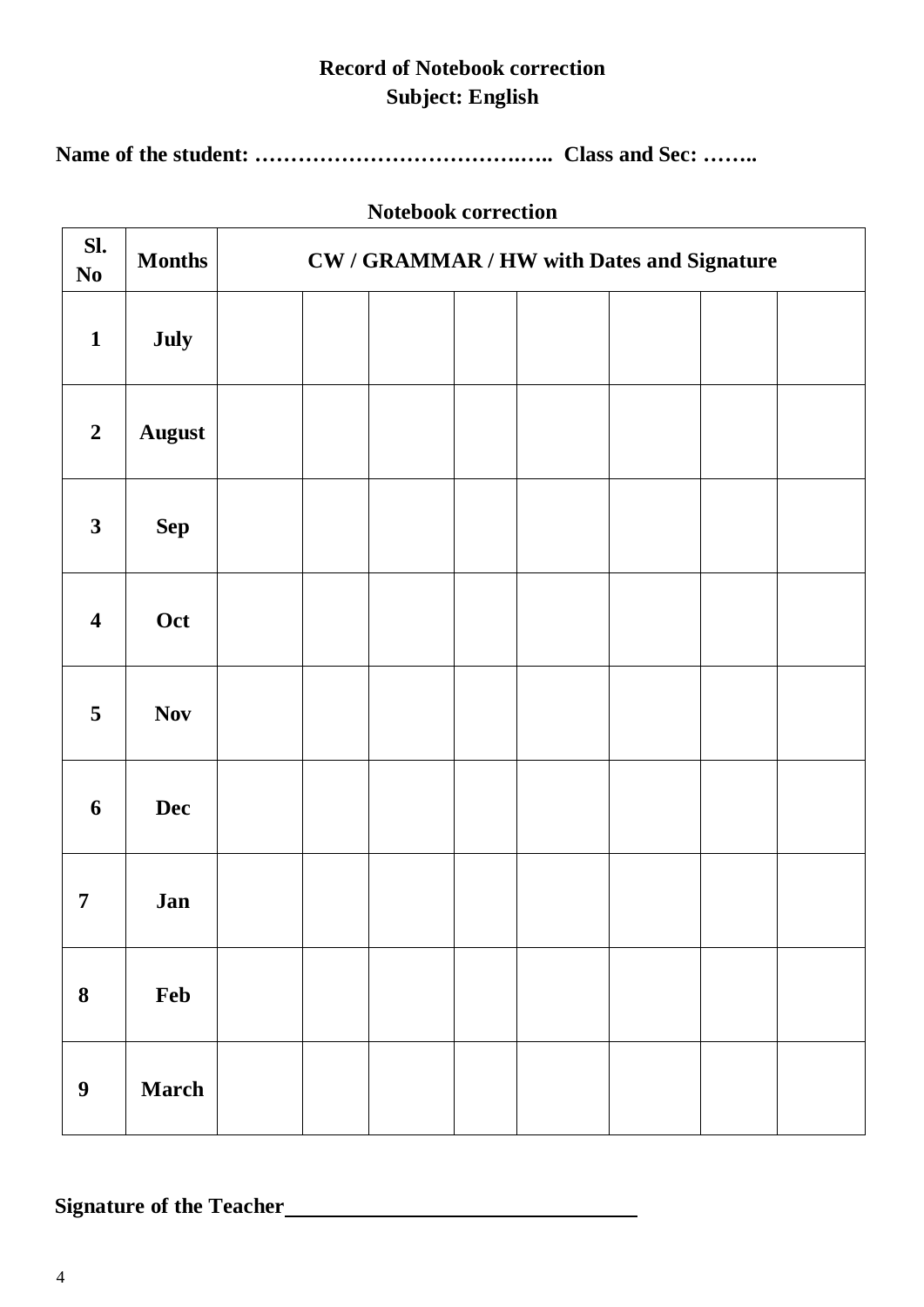**Record of Notebook correction**
**Subject: English**

**Name of the student: ………………………………….….. Class and Sec: ……..**

**Notebook correction**

| Sl. No | Months | CW / GRAMMAR / HW with Dates and Signature | | | | | | | |
|---|---|---|---|---|---|---|---|---|---|
| 1 | July | | | | | | | | |
| 2 | August | | | | | | | | |
| 3 | Sep | | | | | | | | |
| 4 | Oct | | | | | | | | |
| 5 | Nov | | | | | | | | |
| 6 | Dec | | | | | | | | |
| 7 | Jan | | | | | | | | |
| 8 | Feb | | | | | | | | |
| 9 | March | | | | | | | | |

**Signature of the Teacher**\_\_\_\_\_\_\_\_\_\_\_\_\_\_\_\_\_\_\_\_\_\_\_\_\_\_\_\_\_\_\_\_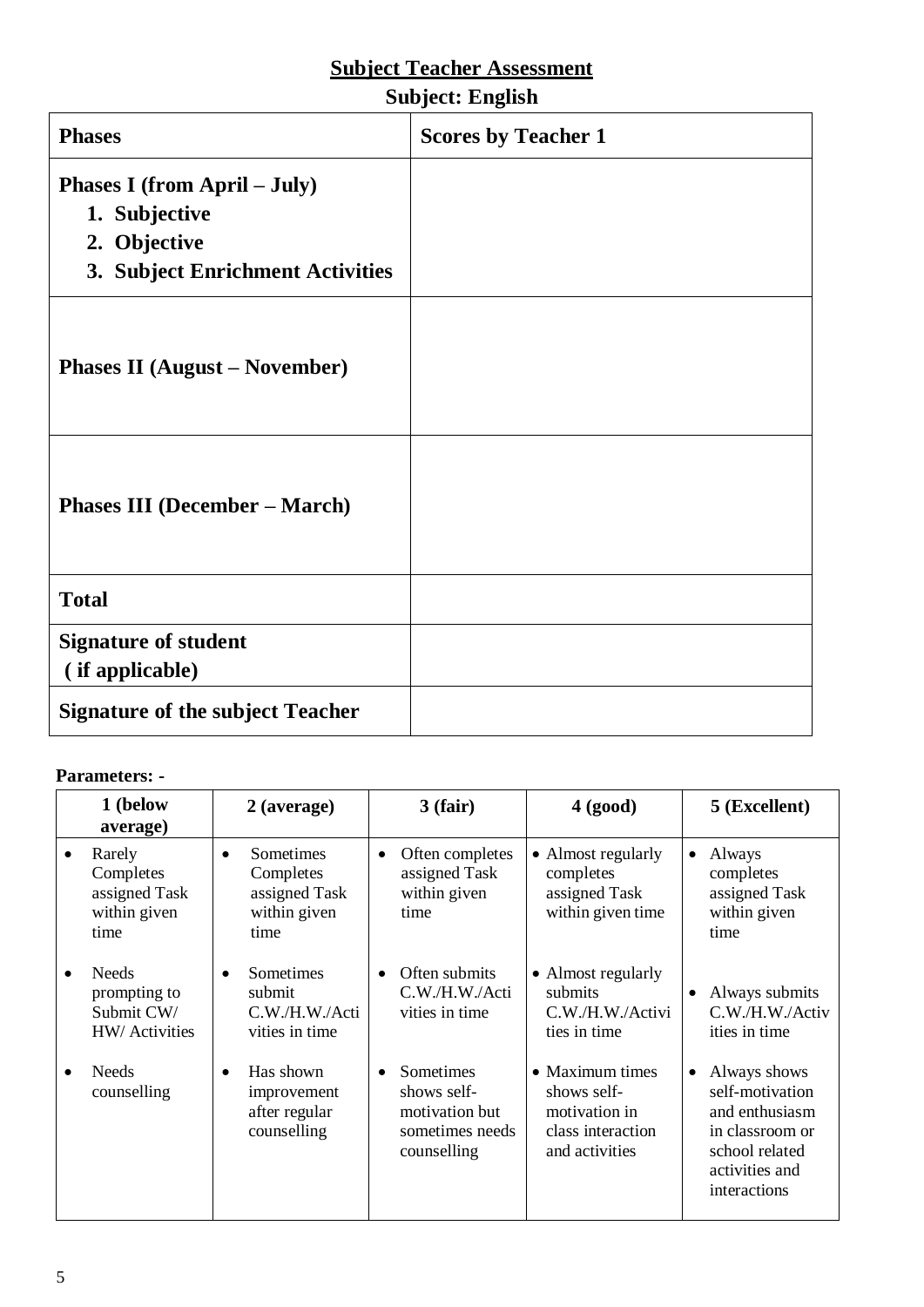## Subject Teacher Assessment

### Subject: English

| **Phases** | **Scores by Teacher 1** |
|---|---|
| **Phases I (from April – July)**<br>1. **Subjective**<br>2. **Objective**<br>3. **Subject Enrichment Activities** | |
| **Phases II (August – November)** | |
| **Phases III (December – March)** | |
| **Total** | |
| **Signature of student (if applicable)** | |
| **Signature of the subject Teacher** | |

**Parameters: -**

| 1 (below average) | 2 (average) | 3 (fair) | 4 (good) | 5 (Excellent) |
|---|---|---|---|---|
| • Rarely Completes assigned Task within given time<br>• Needs prompting to Submit CW/ HW/ Activities<br>• Needs counselling | • Sometimes Completes assigned Task within given time<br>• Sometimes submit C.W./H.W./Activities in time<br>• Has shown improvement after regular counselling | • Often completes assigned Task within given time<br>• Often submits C.W./H.W./Activities in time<br>• Sometimes shows self-motivation but sometimes needs counselling | • Almost regularly completes assigned Task within given time<br>• Almost regularly submits C.W./H.W./Activities in time<br>• Maximum times shows self-motivation in class interaction and activities | • Always completes assigned Task within given time<br>• Always submits C.W./H.W./Activities in time<br>• Always shows self-motivation and enthusiasm in classroom or school related activities and interactions |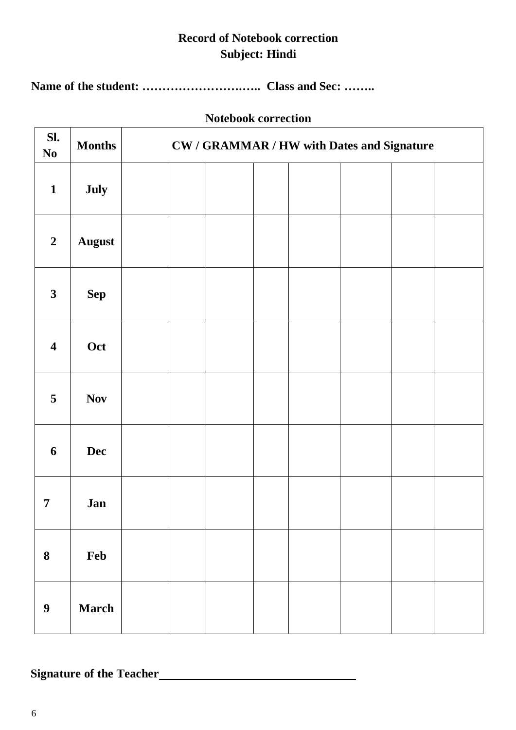**Record of Notebook correction**

**Subject: Hindi**

**Name of the student: ……………………….….. Class and Sec: ……..**

**Notebook correction**

| Sl. No | Months | CW / GRAMMAR / HW with Dates and Signature | | | | | | | |
|---|---|---|---|---|---|---|---|---|---|
| 1 | July | | | | | | | | |
| 2 | August | | | | | | | | |
| 3 | Sep | | | | | | | | |
| 4 | Oct | | | | | | | | |
| 5 | Nov | | | | | | | | |
| 6 | Dec | | | | | | | | |
| 7 | Jan | | | | | | | | |
| 8 | Feb | | | | | | | | |
| 9 | March | | | | | | | | |

**Signature of the Teacher**\_\_\_\_\_\_\_\_\_\_\_\_\_\_\_\_\_\_\_\_\_\_\_\_\_\_\_\_\_\_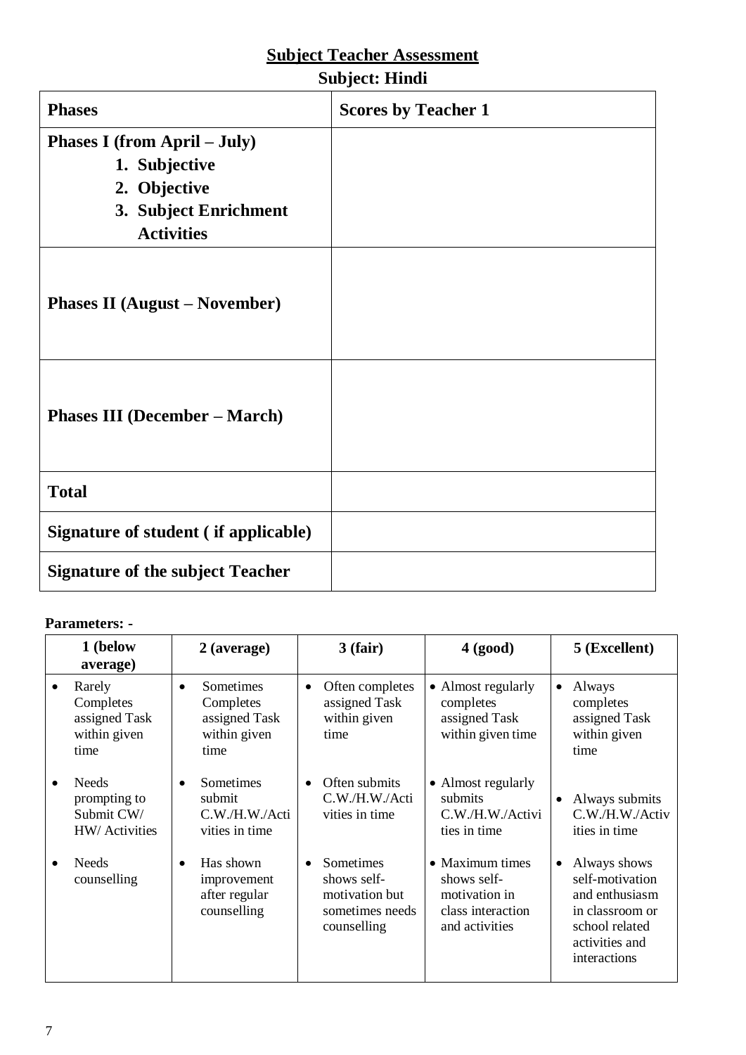## Subject Teacher Assessment

### Subject: Hindi

| Phases | Scores by Teacher 1 |
|---|---|
| **Phases I (from April – July)**<br>1. Subjective<br>2. Objective<br>3. Subject Enrichment Activities | |
| **Phases II (August – November)** | |
| **Phases III (December – March)** | |
| **Total** | |
| **Signature of student ( if applicable)** | |
| **Signature of the subject Teacher** | |

**Parameters: -**

| 1 (below average) | 2 (average) | 3 (fair) | 4 (good) | 5 (Excellent) |
|---|---|---|---|---|
| • Rarely Completes assigned Task within given time<br>• Needs prompting to Submit CW/ HW/ Activities<br>• Needs counselling | • Sometimes Completes assigned Task within given time<br>• Sometimes submit C.W./H.W./Activities in time<br>• Has shown improvement after regular counselling | • Often completes assigned Task within given time<br>• Often submits C.W./H.W./Activities in time<br>• Sometimes shows self-motivation but sometimes needs counselling | • Almost regularly completes assigned Task within given time<br>• Almost regularly submits C.W./H.W./Activities in time<br>• Maximum times shows self-motivation in class interaction and activities | • Always completes assigned Task within given time<br>• Always submits C.W./H.W./Activities in time<br>• Always shows self-motivation and enthusiasm in classroom or school related activities and interactions |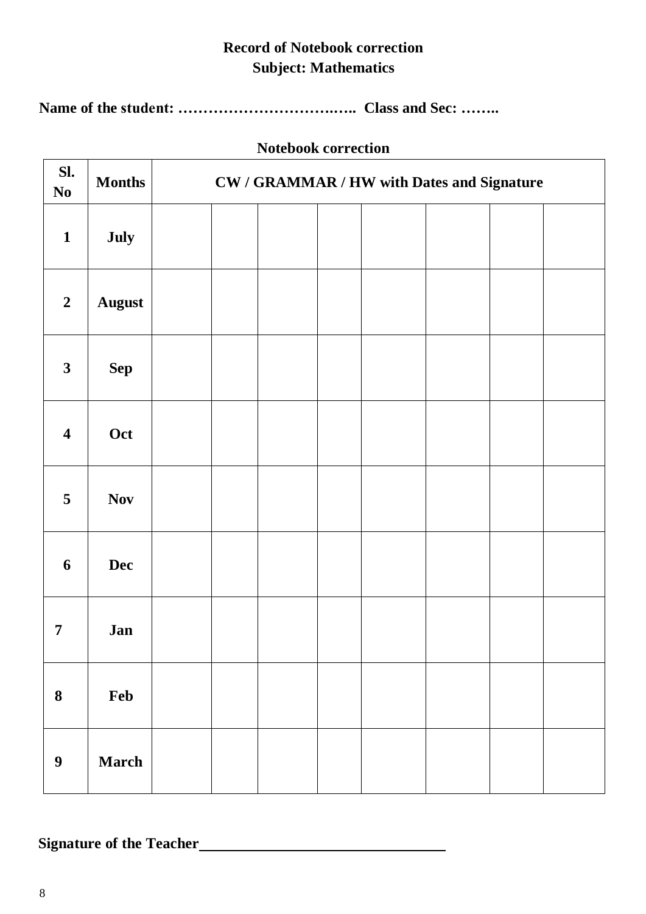**Record of Notebook correction**
**Subject: Mathematics**

**Name of the student: …………………………….….. Class and Sec: ……..**

**Notebook correction**

| Sl. No | Months | CW / GRAMMAR / HW with Dates and Signature | | | | | | | |
|---|---|---|---|---|---|---|---|---|---|
| 1 | July | | | | | | | | |
| 2 | August | | | | | | | | |
| 3 | Sep | | | | | | | | |
| 4 | Oct | | | | | | | | |
| 5 | Nov | | | | | | | | |
| 6 | Dec | | | | | | | | |
| 7 | Jan | | | | | | | | |
| 8 | Feb | | | | | | | | |
| 9 | March | | | | | | | | |

**Signature of the Teacher**________________________________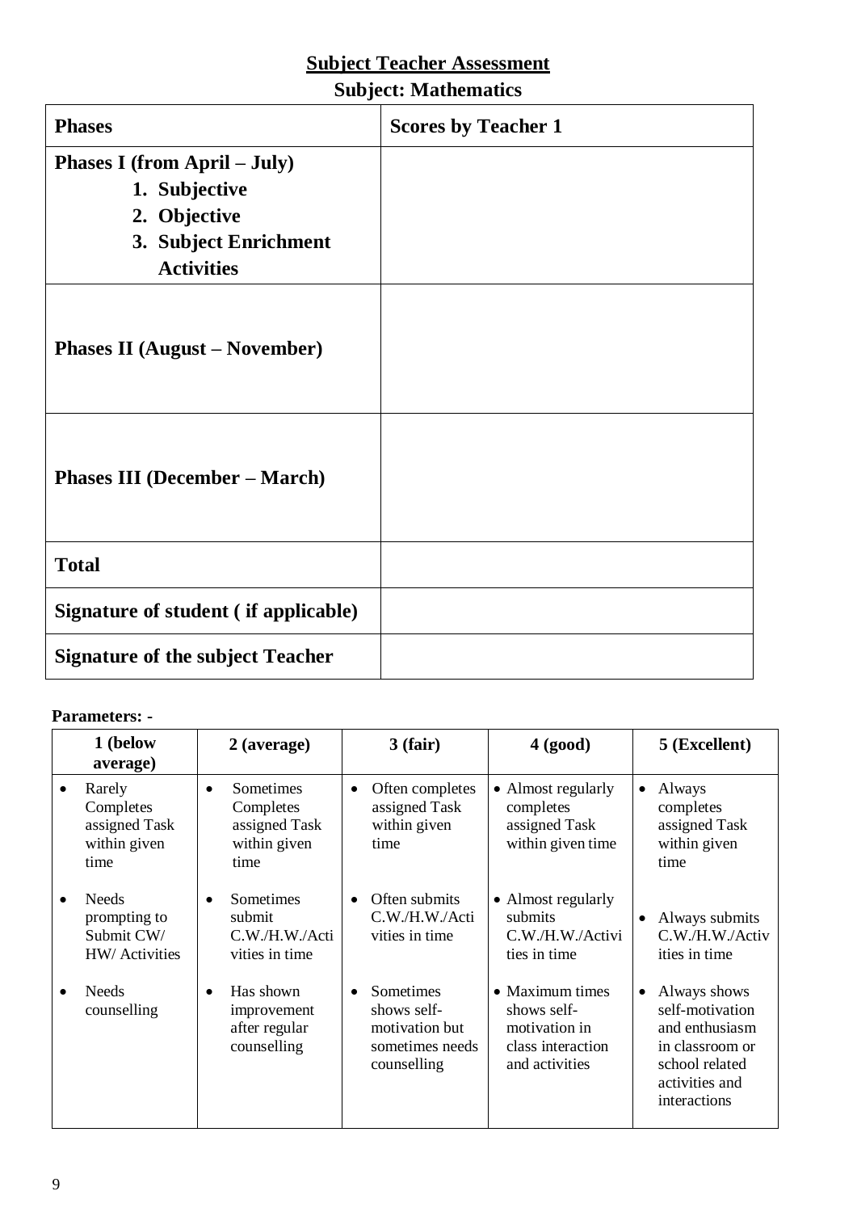## Subject Teacher Assessment

### Subject: Mathematics

| **Phases** | **Scores by Teacher 1** |
|---|---|
| **Phases I (from April – July)**<br>1. **Subjective**<br>2. **Objective**<br>3. **Subject Enrichment Activities** | |
| **Phases II (August – November)** | |
| **Phases III (December – March)** | |
| **Total** | |
| **Signature of student ( if applicable)** | |
| **Signature of the subject Teacher** | |

**Parameters: -**

| 1 (below average) | 2 (average) | 3 (fair) | 4 (good) | 5 (Excellent) |
|---|---|---|---|---|
| • Rarely Completes assigned Task within given time | • Sometimes Completes assigned Task within given time | • Often completes assigned Task within given time | • Almost regularly completes assigned Task within given time | • Always completes assigned Task within given time |
| • Needs prompting to Submit CW/ HW/ Activities | • Sometimes submit C.W./H.W./Activities in time | • Often submits C.W./H.W./Activities in time | • Almost regularly submits C.W./H.W./Activities in time | • Always submits C.W./H.W./Activities in time |
| • Needs counselling | • Has shown improvement after regular counselling | • Sometimes shows self-motivation but sometimes needs counselling | • Maximum times shows self-motivation in class interaction and activities | • Always shows self-motivation and enthusiasm in classroom or school related activities and interactions |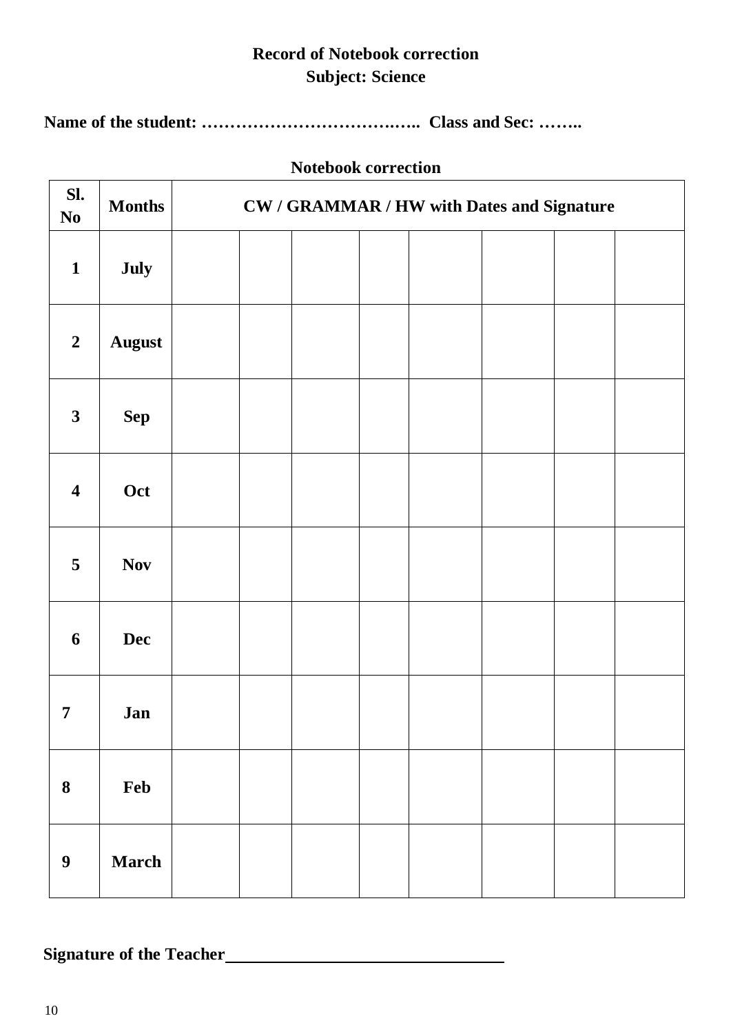**Record of Notebook correction**
**Subject: Science**

**Name of the student: ……………………………….….. Class and Sec: ……..**

**Notebook correction**

| Sl. No | Months | CW / GRAMMAR / HW with Dates and Signature | | | | | | | |
|---|---|---|---|---|---|---|---|---|---|
| 1 | July | | | | | | | | |
| 2 | August | | | | | | | | |
| 3 | Sep | | | | | | | | |
| 4 | Oct | | | | | | | | |
| 5 | Nov | | | | | | | | |
| 6 | Dec | | | | | | | | |
| 7 | Jan | | | | | | | | |
| 8 | Feb | | | | | | | | |
| 9 | March | | | | | | | | |

**Signature of the Teacher**\_\_\_\_\_\_\_\_\_\_\_\_\_\_\_\_\_\_\_\_\_\_\_\_\_\_\_\_\_\_\_\_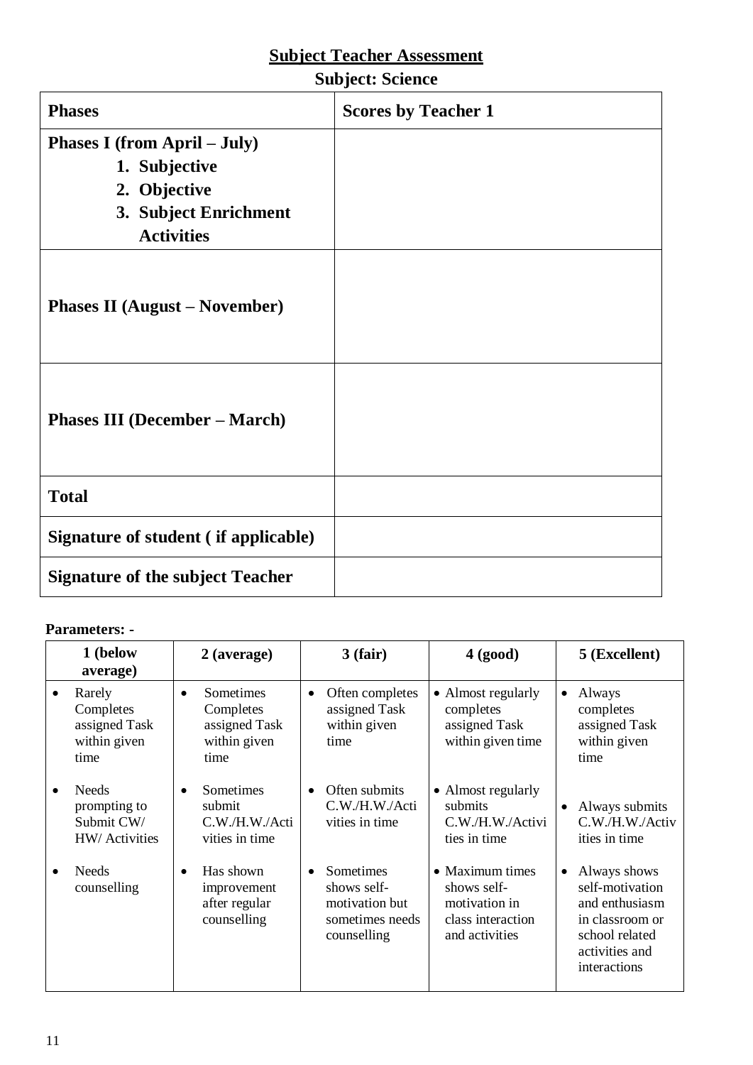## Subject Teacher Assessment

**Subject: Science**

| **Phases** | **Scores by Teacher 1** |
|---|---|
| **Phases I (from April – July)**<br>1. **Subjective**<br>2. **Objective**<br>3. **Subject Enrichment Activities** | |
| **Phases II (August – November)** | |
| **Phases III (December – March)** | |
| **Total** | |
| **Signature of student ( if applicable)** | |
| **Signature of the subject Teacher** | |

**Parameters: -**

| 1 (below average) | 2 (average) | 3 (fair) | 4 (good) | 5 (Excellent) |
|---|---|---|---|---|
| • Rarely Completes assigned Task within given time | • Sometimes Completes assigned Task within given time | • Often completes assigned Task within given time | • Almost regularly completes assigned Task within given time | • Always completes assigned Task within given time |
| • Needs prompting to Submit CW/ HW/ Activities | • Sometimes submit C.W./H.W./Activities in time | • Often submits C.W./H.W./Activities in time | • Almost regularly submits C.W./H.W./Activities in time | • Always submits C.W./H.W./Activities in time |
| • Needs counselling | • Has shown improvement after regular counselling | • Sometimes shows self-motivation but sometimes needs counselling | • Maximum times shows self-motivation in class interaction and activities | • Always shows self-motivation and enthusiasm in classroom or school related activities and interactions |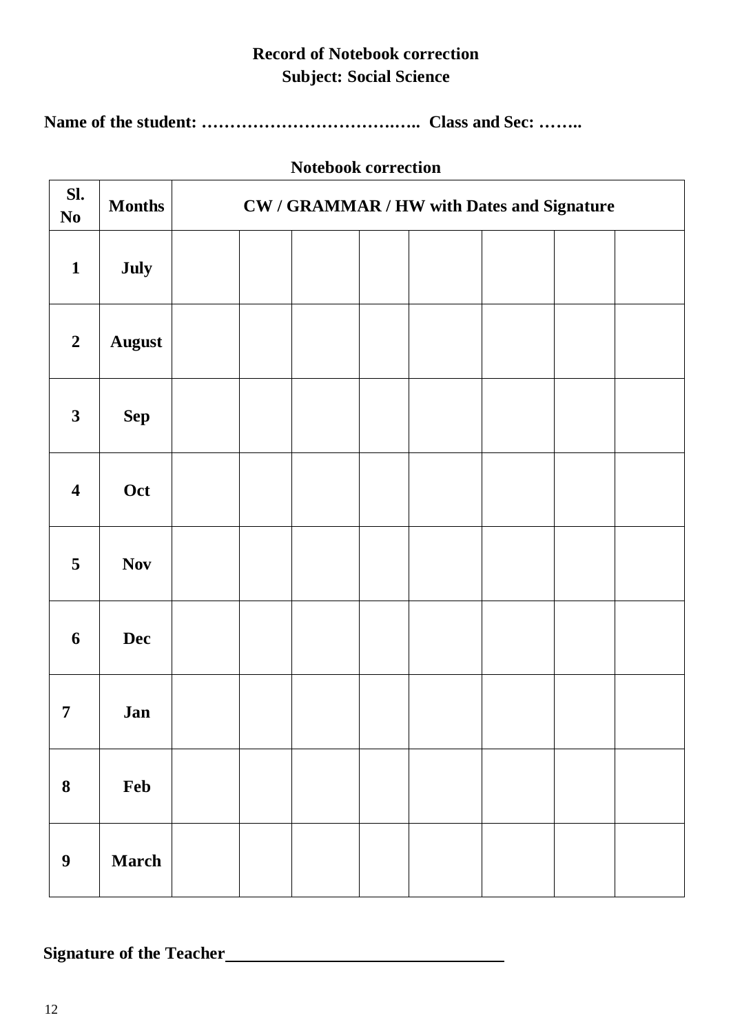**Record of Notebook correction**
**Subject: Social Science**

**Name of the student: ……………………………….….. Class and Sec: ……..**

**Notebook correction**

| Sl. No | Months | CW / GRAMMAR / HW with Dates and Signature | | | | | | | |
|---|---|---|---|---|---|---|---|---|---|
| 1 | July | | | | | | | | |
| 2 | August | | | | | | | | |
| 3 | Sep | | | | | | | | |
| 4 | Oct | | | | | | | | |
| 5 | Nov | | | | | | | | |
| 6 | Dec | | | | | | | | |
| 7 | Jan | | | | | | | | |
| 8 | Feb | | | | | | | | |
| 9 | March | | | | | | | | |

**Signature of the Teacher**\_\_\_\_\_\_\_\_\_\_\_\_\_\_\_\_\_\_\_\_\_\_\_\_\_\_\_\_\_\_\_\_\_\_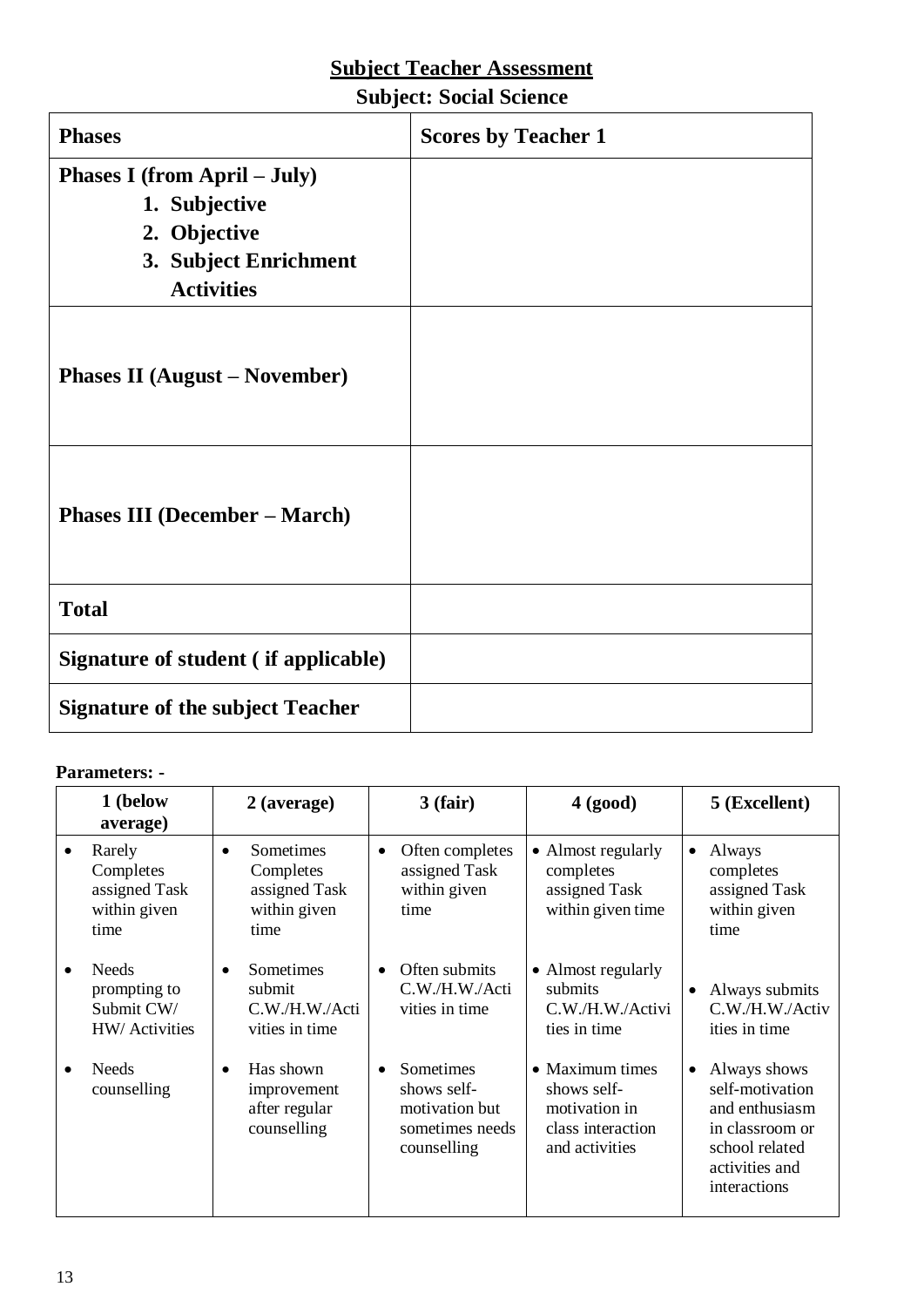## Subject Teacher Assessment

### Subject: Social Science

| Phases | Scores by Teacher 1 |
|---|---|
| **Phases I (from April – July)**<br>1. Subjective<br>2. Objective<br>3. Subject Enrichment Activities | |
| **Phases II (August – November)** | |
| **Phases III (December – March)** | |
| **Total** | |
| **Signature of student ( if applicable)** | |
| **Signature of the subject Teacher** | |

**Parameters: -**

| 1 (below average) | 2 (average) | 3 (fair) | 4 (good) | 5 (Excellent) |
|---|---|---|---|---|
| • Rarely Completes assigned Task within given time<br>• Needs prompting to Submit CW/ HW/ Activities<br>• Needs counselling | • Sometimes Completes assigned Task within given time<br>• Sometimes submit C.W./H.W./Activities in time<br>• Has shown improvement after regular counselling | • Often completes assigned Task within given time<br>• Often submits C.W./H.W./Activities in time<br>• Sometimes shows self-motivation but sometimes needs counselling | • Almost regularly completes assigned Task within given time<br>• Almost regularly submits C.W./H.W./Activities in time<br>• Maximum times shows self-motivation in class interaction and activities | • Always completes assigned Task within given time<br>• Always submits C.W./H.W./Activities in time<br>• Always shows self-motivation and enthusiasm in classroom or school related activities and interactions |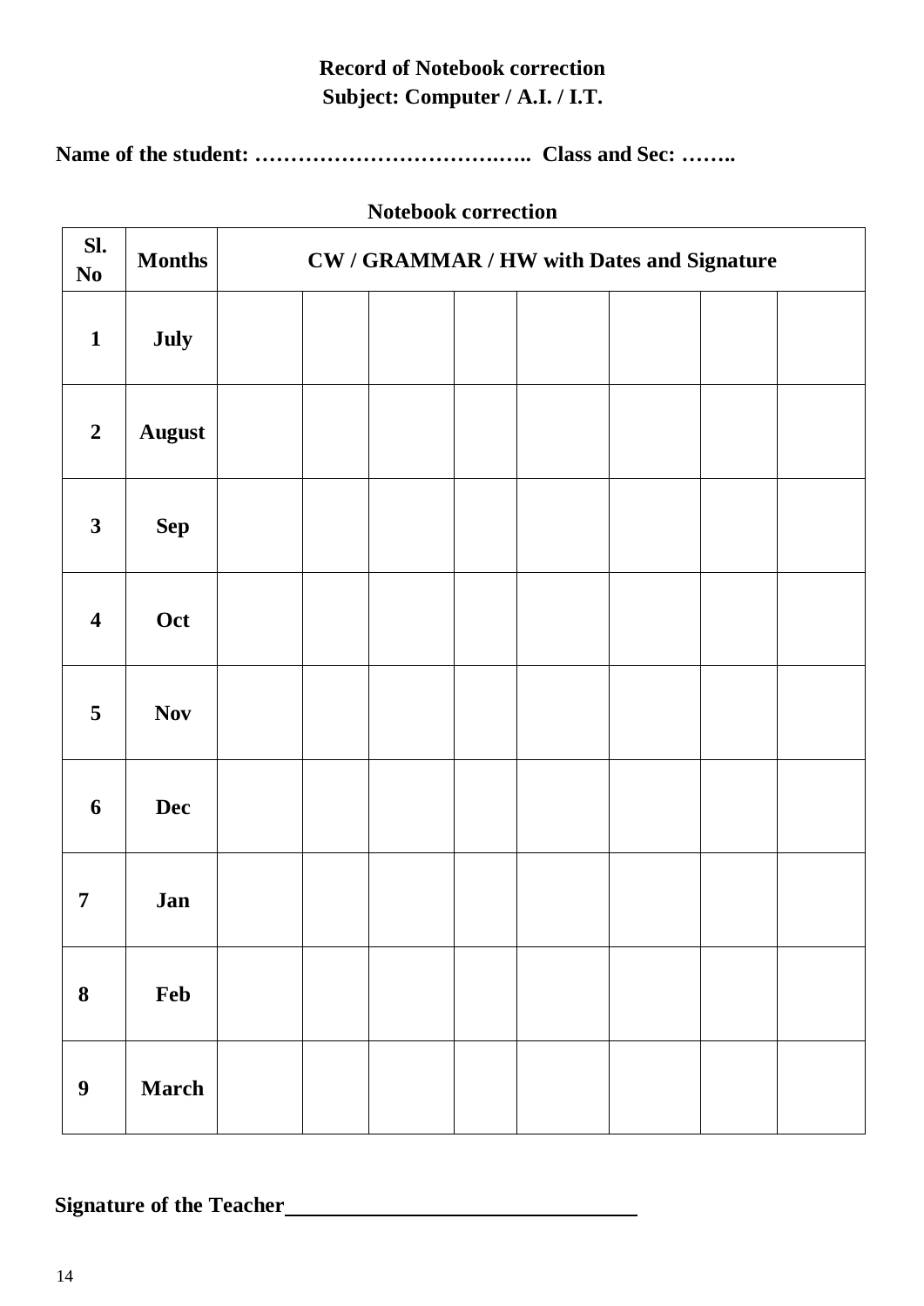**Record of Notebook correction**
**Subject: Computer / A.I. / I.T.**

**Name of the student: ……………………………….….. Class and Sec: ……..**

**Notebook correction**

| Sl. No | Months | CW / GRAMMAR / HW with Dates and Signature | | | | | | | |
|---|---|---|---|---|---|---|---|---|---|
| 1 | July | | | | | | | | |
| 2 | August | | | | | | | | |
| 3 | Sep | | | | | | | | |
| 4 | Oct | | | | | | | | |
| 5 | Nov | | | | | | | | |
| 6 | Dec | | | | | | | | |
| 7 | Jan | | | | | | | | |
| 8 | Feb | | | | | | | | |
| 9 | March | | | | | | | | |

**Signature of the Teacher**\_\_\_\_\_\_\_\_\_\_\_\_\_\_\_\_\_\_\_\_\_\_\_\_\_\_\_\_\_\_\_\_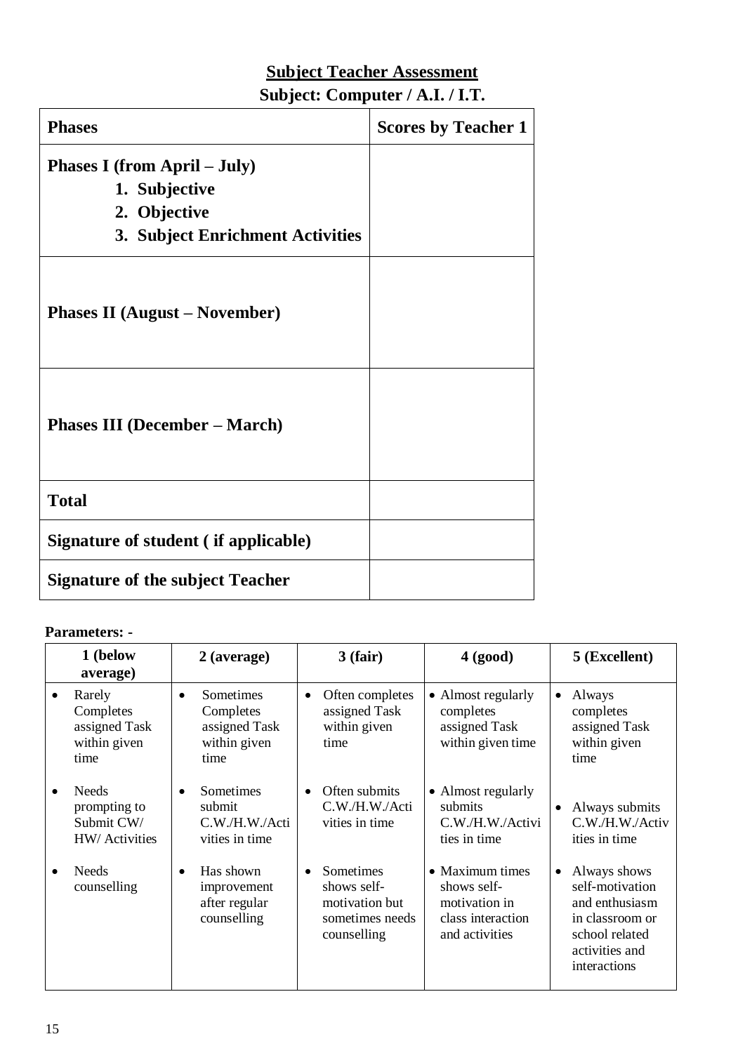## Subject Teacher Assessment

**Subject: Computer / A.I. / I.T.**

| **Phases** | **Scores by Teacher 1** |
|---|---|
| **Phases I (from April – July)**<br>1. **Subjective**<br>2. **Objective**<br>3. **Subject Enrichment Activities** | |
| **Phases II (August – November)** | |
| **Phases III (December – March)** | |
| **Total** | |
| **Signature of student ( if applicable)** | |
| **Signature of the subject Teacher** | |

**Parameters: -**

| 1 (below average) | 2 (average) | 3 (fair) | 4 (good) | 5 (Excellent) |
|---|---|---|---|---|
| • Rarely Completes assigned Task within given time<br>• Needs prompting to Submit CW/ HW/ Activities<br>• Needs counselling | • Sometimes Completes assigned Task within given time<br>• Sometimes submit C.W./H.W./Activities in time<br>• Has shown improvement after regular counselling | • Often completes assigned Task within given time<br>• Often submits C.W./H.W./Activities in time<br>• Sometimes shows self-motivation but sometimes needs counselling | • Almost regularly completes assigned Task within given time<br>• Almost regularly submits C.W./H.W./Activities in time<br>• Maximum times shows self-motivation in class interaction and activities | • Always completes assigned Task within given time<br>• Always submits C.W./H.W./Activities in time<br>• Always shows self-motivation and enthusiasm in classroom or school related activities and interactions |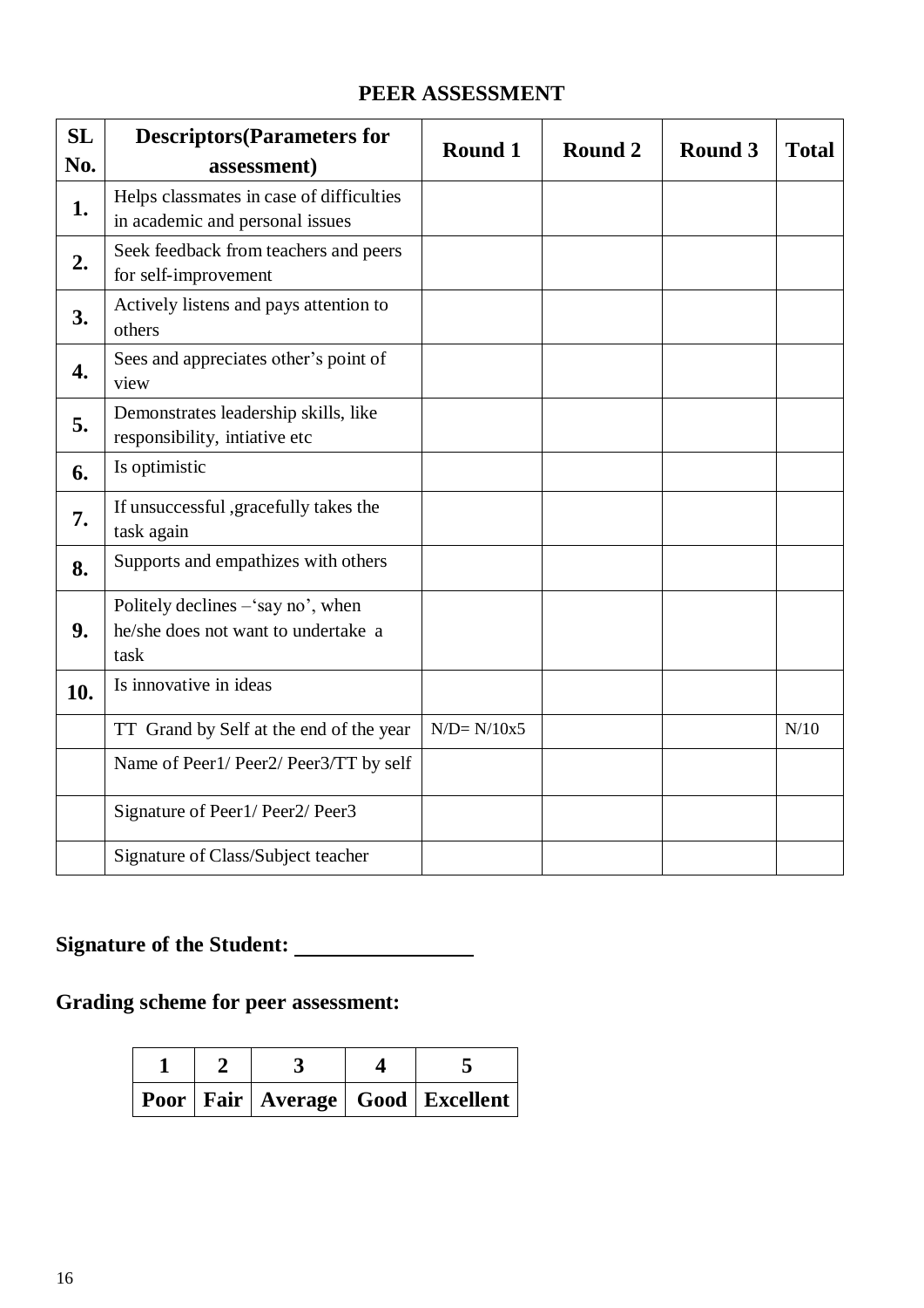# PEER ASSESSMENT

| SL No. | Descriptors(Parameters for assessment) | Round 1 | Round 2 | Round 3 | Total |
|---|---|---|---|---|---|
| **1.** | Helps classmates in case of difficulties in academic and personal issues | | | | |
| **2.** | Seek feedback from teachers and peers for self-improvement | | | | |
| **3.** | Actively listens and pays attention to others | | | | |
| **4.** | Sees and appreciates other's point of view | | | | |
| **5.** | Demonstrates leadership skills, like responsibility, intiative etc | | | | |
| **6.** | Is optimistic | | | | |
| **7.** | If unsuccessful ,gracefully takes the task again | | | | |
| **8.** | Supports and empathizes with others | | | | |
| **9.** | Politely declines –'say no', when he/she does not want to undertake a task | | | | |
| **10.** | Is innovative in ideas | | | | |
| | TT Grand by Self at the end of the year | N/D= N/10x5 | | | N/10 |
| | Name of Peer1/ Peer2/ Peer3/TT by self | | | | |
| | Signature of Peer1/ Peer2/ Peer3 | | | | |
| | Signature of Class/Subject teacher | | | | |

**Signature of the Student:** ________________

## Grading scheme for peer assessment:

| 1 | 2 | 3 | 4 | 5 |
|---|---|---|---|---|
| Poor | Fair | Average | Good | Excellent |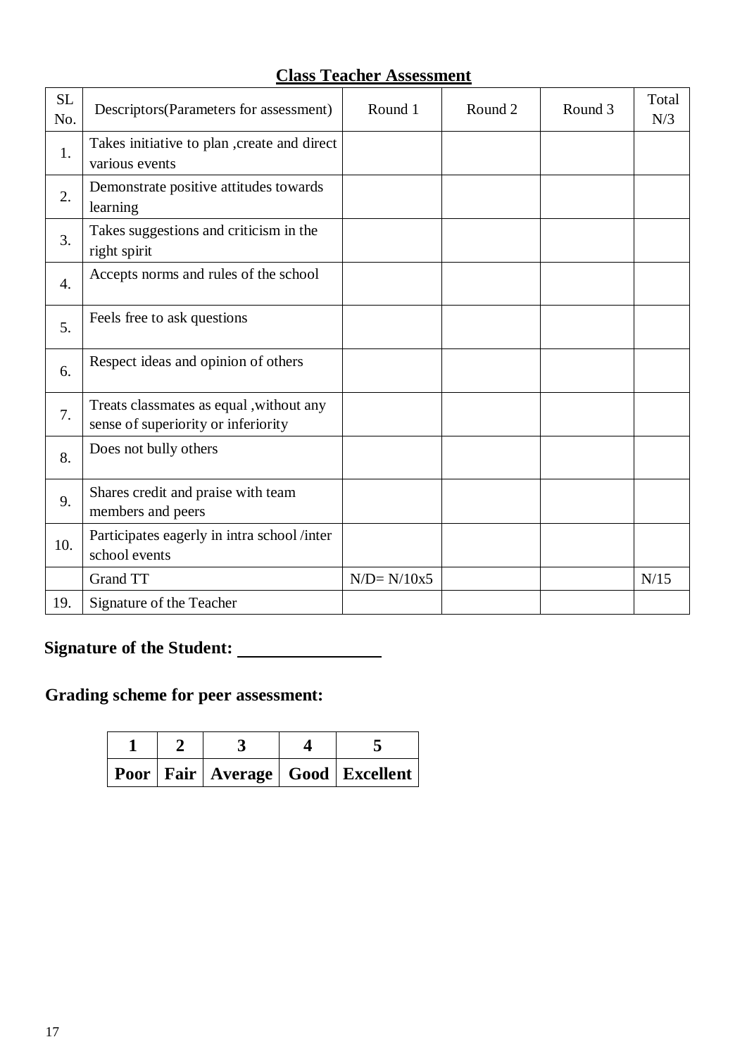## Class Teacher Assessment

| SL No. | Descriptors(Parameters for assessment) | Round 1 | Round 2 | Round 3 | Total N/3 |
|---|---|---|---|---|---|
| 1. | Takes initiative to plan ,create and direct various events | | | | |
| 2. | Demonstrate positive attitudes towards learning | | | | |
| 3. | Takes suggestions and criticism in the right spirit | | | | |
| 4. | Accepts norms and rules of the school | | | | |
| 5. | Feels free to ask questions | | | | |
| 6. | Respect ideas and opinion of others | | | | |
| 7. | Treats classmates as equal ,without any sense of superiority or inferiority | | | | |
| 8. | Does not bully others | | | | |
| 9. | Shares credit and praise with team members and peers | | | | |
| 10. | Participates eagerly in intra school /inter school events | | | | |
| | Grand TT | N/D= N/10x5 | | | N/15 |
| 19. | Signature of the Teacher | | | | |

**Signature of the Student:** \_\_\_\_\_\_\_\_\_\_\_\_\_\_\_\_

**Grading scheme for peer assessment:**

| 1 | 2 | 3 | 4 | 5 |
|---|---|---|---|---|
| **Poor** | **Fair** | **Average** | **Good** | **Excellent** |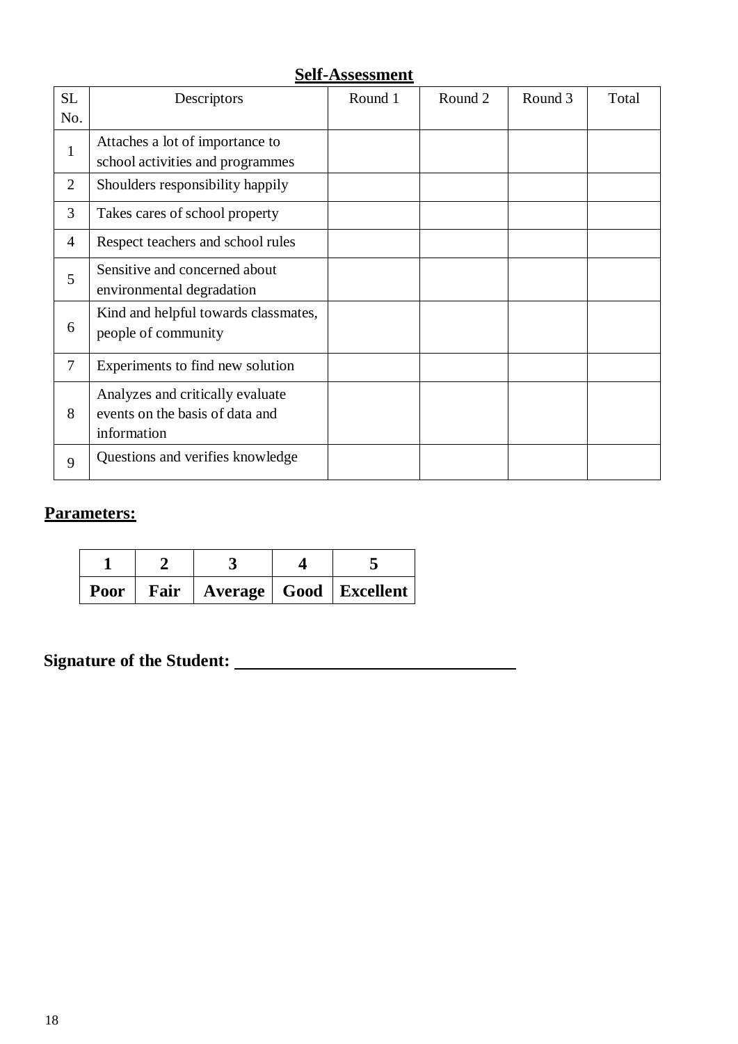## Self-Assessment

| SL No. | Descriptors | Round 1 | Round 2 | Round 3 | Total |
|---|---|---|---|---|---|
| 1 | Attaches a lot of importance to school activities and programmes | | | | |
| 2 | Shoulders responsibility happily | | | | |
| 3 | Takes cares of school property | | | | |
| 4 | Respect teachers and school rules | | | | |
| 5 | Sensitive and concerned about environmental degradation | | | | |
| 6 | Kind and helpful towards classmates, people of community | | | | |
| 7 | Experiments to find new solution | | | | |
| 8 | Analyzes and critically evaluate events on the basis of data and information | | | | |
| 9 | Questions and verifies knowledge | | | | |

**Parameters:**

| 1 | 2 | 3 | 4 | 5 |
|---|---|---|---|---|
| **Poor** | **Fair** | **Average** | **Good** | **Excellent** |

**Signature of the Student:** ________________________________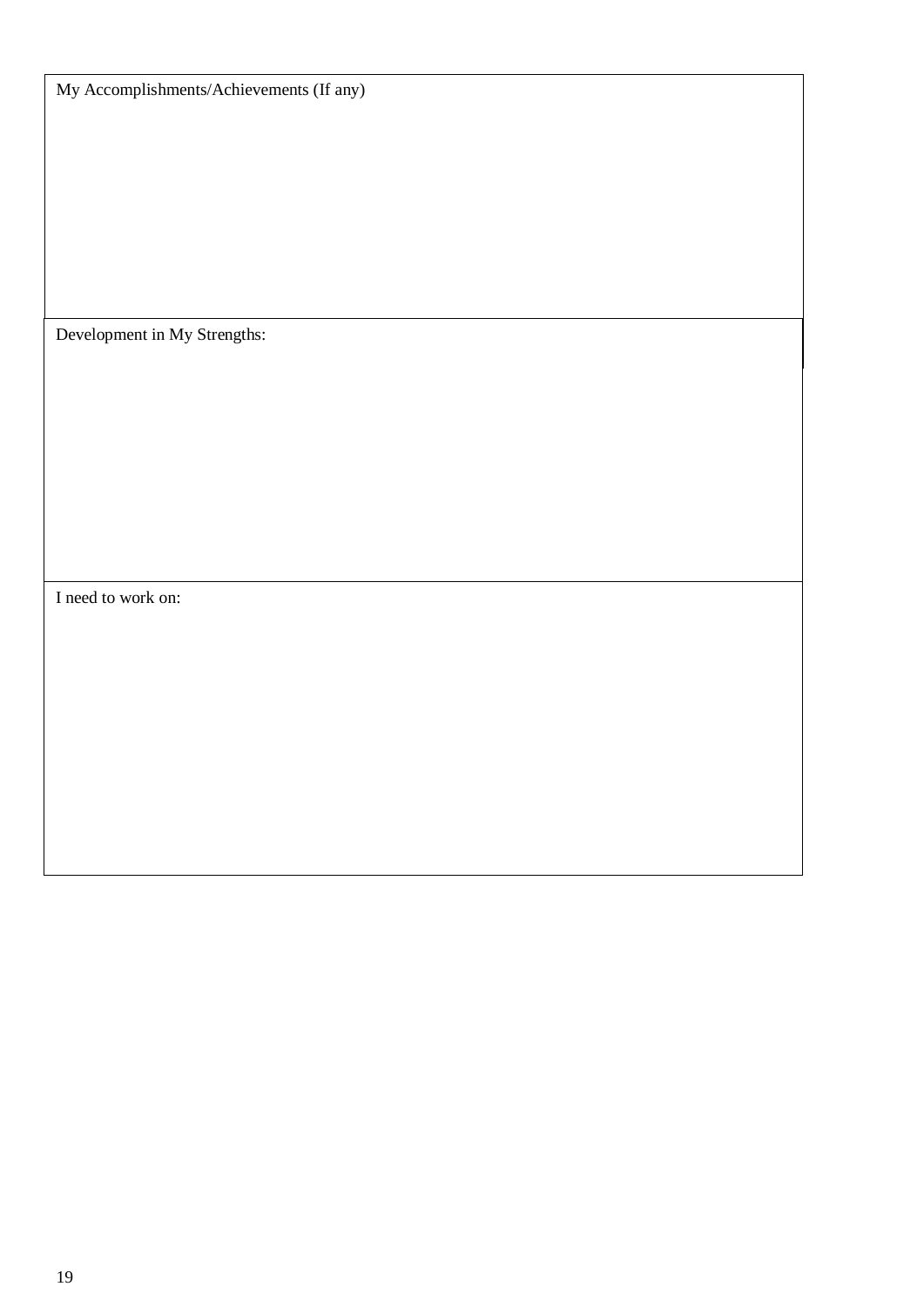| |
|---|
| My Accomplishments/Achievements (If any)<br><br><br><br><br><br> |
| Development in My Strengths:<br><br><br><br><br><br> |
| I need to work on:<br><br><br><br><br><br> |